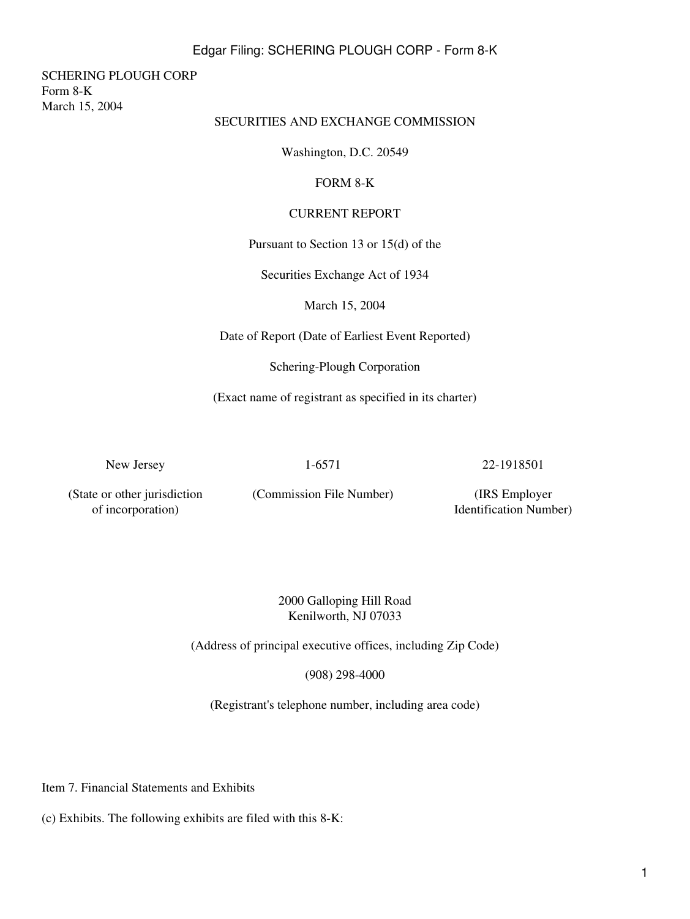SCHERING PLOUGH CORP
Form 8-K
March 15, 2004

SECURITIES AND EXCHANGE COMMISSION

Washington, D.C. 20549

FORM 8-K

CURRENT REPORT

Pursuant to Section 13 or 15(d) of the

Securities Exchange Act of 1934

March 15, 2004

Date of Report (Date of Earliest Event Reported)

Schering-Plough Corporation

(Exact name of registrant as specified in its charter)

| New Jersey | 1-6571 | 22-1918501 |
|---|---|---|
| (State or other jurisdiction of incorporation) | (Commission File Number) | (IRS Employer Identification Number) |

2000 Galloping Hill Road
Kenilworth, NJ 07033

(Address of principal executive offices, including Zip Code)

(908) 298-4000

(Registrant's telephone number, including area code)

Item 7. Financial Statements and Exhibits

(c) Exhibits. The following exhibits are filed with this 8-K: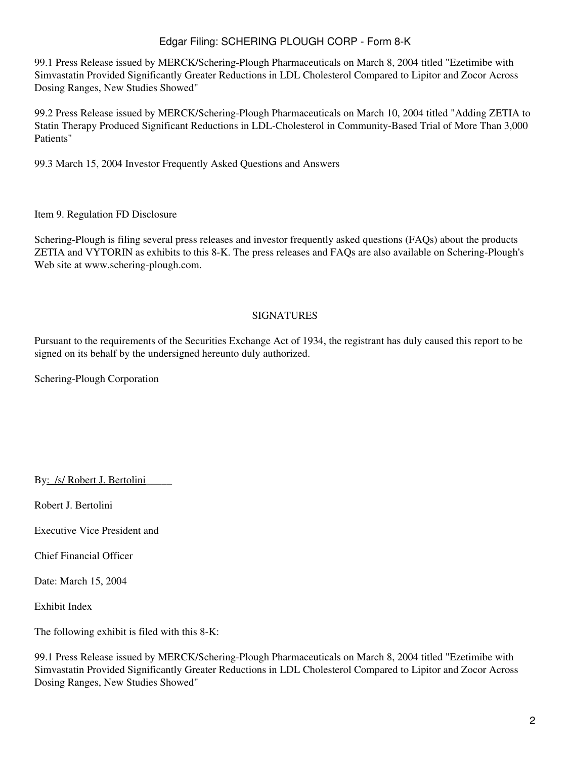99.1 Press Release issued by MERCK/Schering-Plough Pharmaceuticals on March 8, 2004 titled "Ezetimibe with Simvastatin Provided Significantly Greater Reductions in LDL Cholesterol Compared to Lipitor and Zocor Across Dosing Ranges, New Studies Showed"

99.2 Press Release issued by MERCK/Schering-Plough Pharmaceuticals on March 10, 2004 titled "Adding ZETIA to Statin Therapy Produced Significant Reductions in LDL-Cholesterol in Community-Based Trial of More Than 3,000 Patients"

99.3 March 15, 2004 Investor Frequently Asked Questions and Answers

Item 9. Regulation FD Disclosure

Schering-Plough is filing several press releases and investor frequently asked questions (FAQs) about the products ZETIA and VYTORIN as exhibits to this 8-K. The press releases and FAQs are also available on Schering-Plough's Web site at www.schering-plough.com.

SIGNATURES

Pursuant to the requirements of the Securities Exchange Act of 1934, the registrant has duly caused this report to be signed on its behalf by the undersigned hereunto duly authorized.

Schering-Plough Corporation

By: /s/ Robert J. Bertolini

Robert J. Bertolini

Executive Vice President and

Chief Financial Officer

Date: March 15, 2004

Exhibit Index

The following exhibit is filed with this 8-K:

99.1 Press Release issued by MERCK/Schering-Plough Pharmaceuticals on March 8, 2004 titled "Ezetimibe with Simvastatin Provided Significantly Greater Reductions in LDL Cholesterol Compared to Lipitor and Zocor Across Dosing Ranges, New Studies Showed"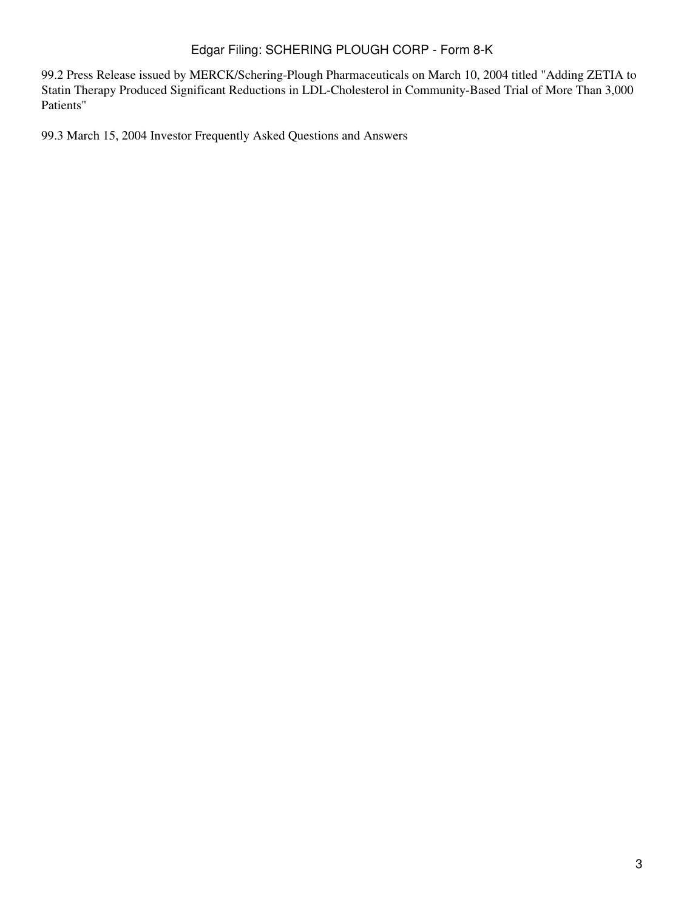99.2 Press Release issued by MERCK/Schering-Plough Pharmaceuticals on March 10, 2004 titled "Adding ZETIA to Statin Therapy Produced Significant Reductions in LDL-Cholesterol in Community-Based Trial of More Than 3,000 Patients"

99.3 March 15, 2004 Investor Frequently Asked Questions and Answers